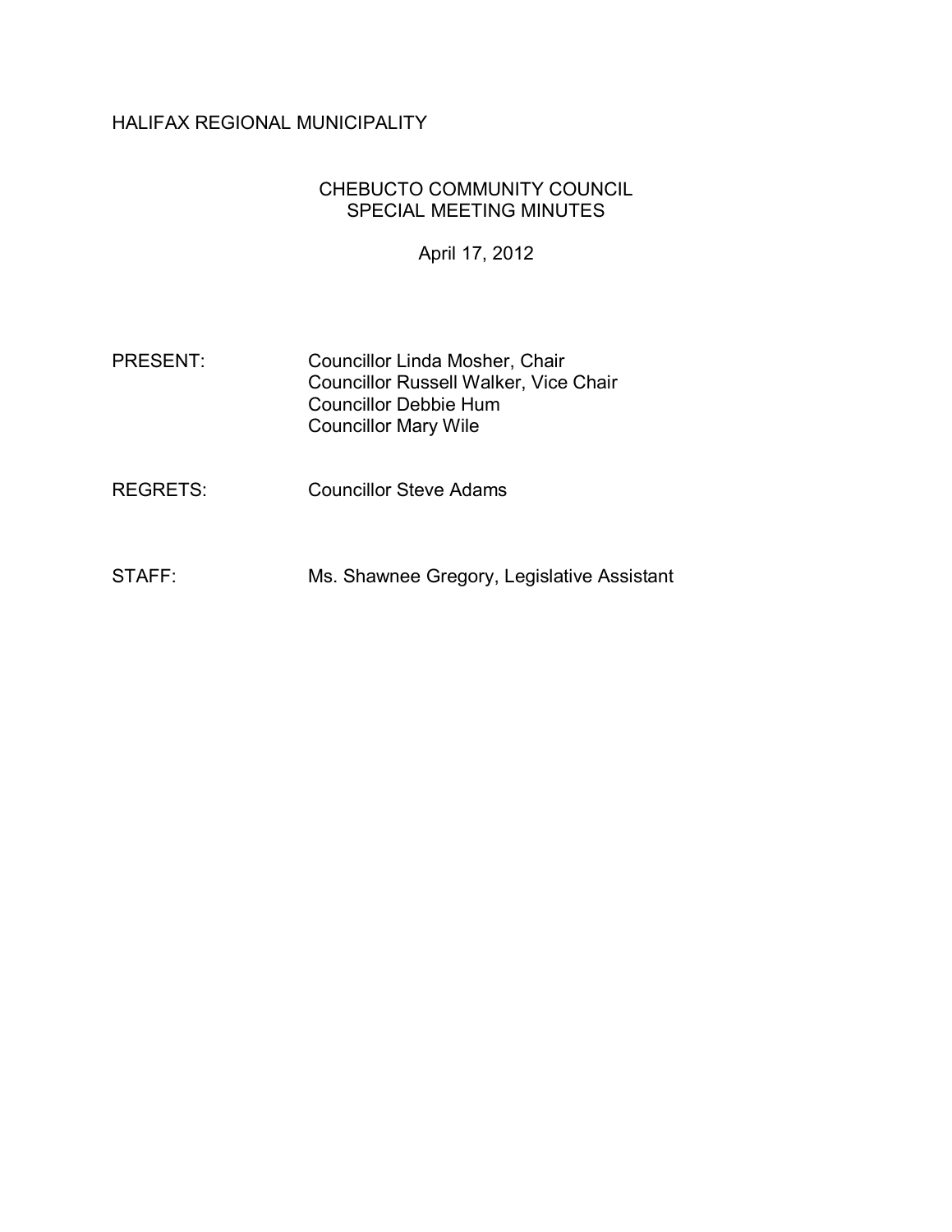HALIFAX REGIONAL MUNICIPALITY

# CHEBUCTO COMMUNITY COUNCIL
## SPECIAL MEETING MINUTES

April 17, 2012

PRESENT: Councillor Linda Mosher, Chair
Councillor Russell Walker, Vice Chair
Councillor Debbie Hum
Councillor Mary Wile

REGRETS: Councillor Steve Adams

STAFF: Ms. Shawnee Gregory, Legislative Assistant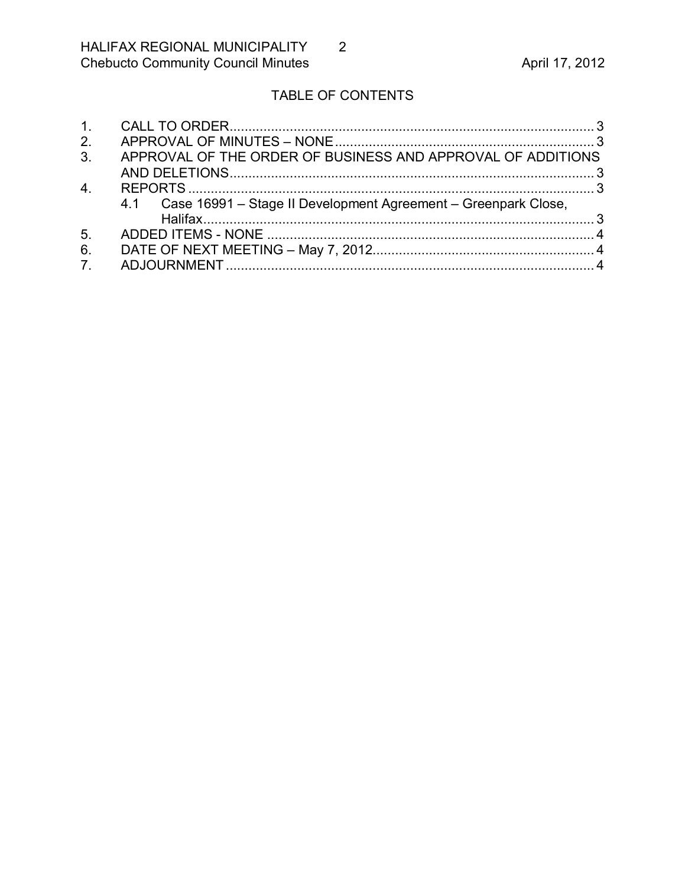## TABLE OF CONTENTS

1. CALL TO ORDER .......... 3
2. APPROVAL OF MINUTES – NONE .......... 3
3. APPROVAL OF THE ORDER OF BUSINESS AND APPROVAL OF ADDITIONS AND DELETIONS .......... 3
4. REPORTS .......... 3
   - 4.1 Case 16991 – Stage II Development Agreement – Greenpark Close, Halifax .......... 3
5. ADDED ITEMS - NONE .......... 4
6. DATE OF NEXT MEETING – May 7, 2012 .......... 4
7. ADJOURNMENT .......... 4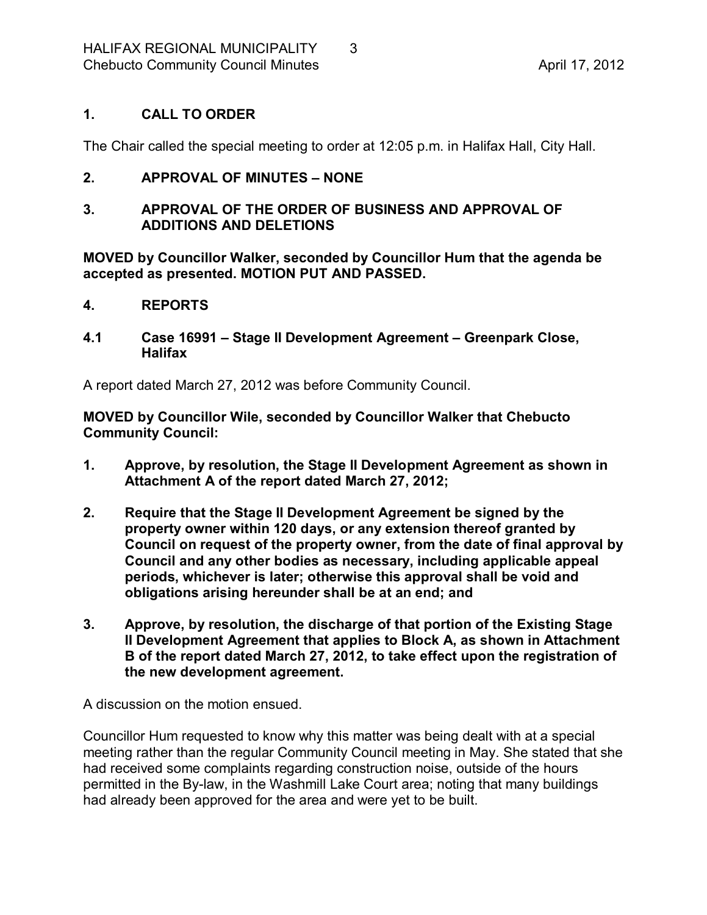## 1. CALL TO ORDER

The Chair called the special meeting to order at 12:05 p.m. in Halifax Hall, City Hall.

## 2. APPROVAL OF MINUTES – NONE

## 3. APPROVAL OF THE ORDER OF BUSINESS AND APPROVAL OF ADDITIONS AND DELETIONS

**MOVED by Councillor Walker, seconded by Councillor Hum that the agenda be accepted as presented. MOTION PUT AND PASSED.**

## 4. REPORTS

### 4.1 Case 16991 – Stage II Development Agreement – Greenpark Close, Halifax

A report dated March 27, 2012 was before Community Council.

**MOVED by Councillor Wile, seconded by Councillor Walker that Chebucto Community Council:**

1. **Approve, by resolution, the Stage II Development Agreement as shown in Attachment A of the report dated March 27, 2012;**
2. **Require that the Stage II Development Agreement be signed by the property owner within 120 days, or any extension thereof granted by Council on request of the property owner, from the date of final approval by Council and any other bodies as necessary, including applicable appeal periods, whichever is later; otherwise this approval shall be void and obligations arising hereunder shall be at an end; and**
3. **Approve, by resolution, the discharge of that portion of the Existing Stage II Development Agreement that applies to Block A, as shown in Attachment B of the report dated March 27, 2012, to take effect upon the registration of the new development agreement.**

A discussion on the motion ensued.

Councillor Hum requested to know why this matter was being dealt with at a special meeting rather than the regular Community Council meeting in May. She stated that she had received some complaints regarding construction noise, outside of the hours permitted in the By-law, in the Washmill Lake Court area; noting that many buildings had already been approved for the area and were yet to be built.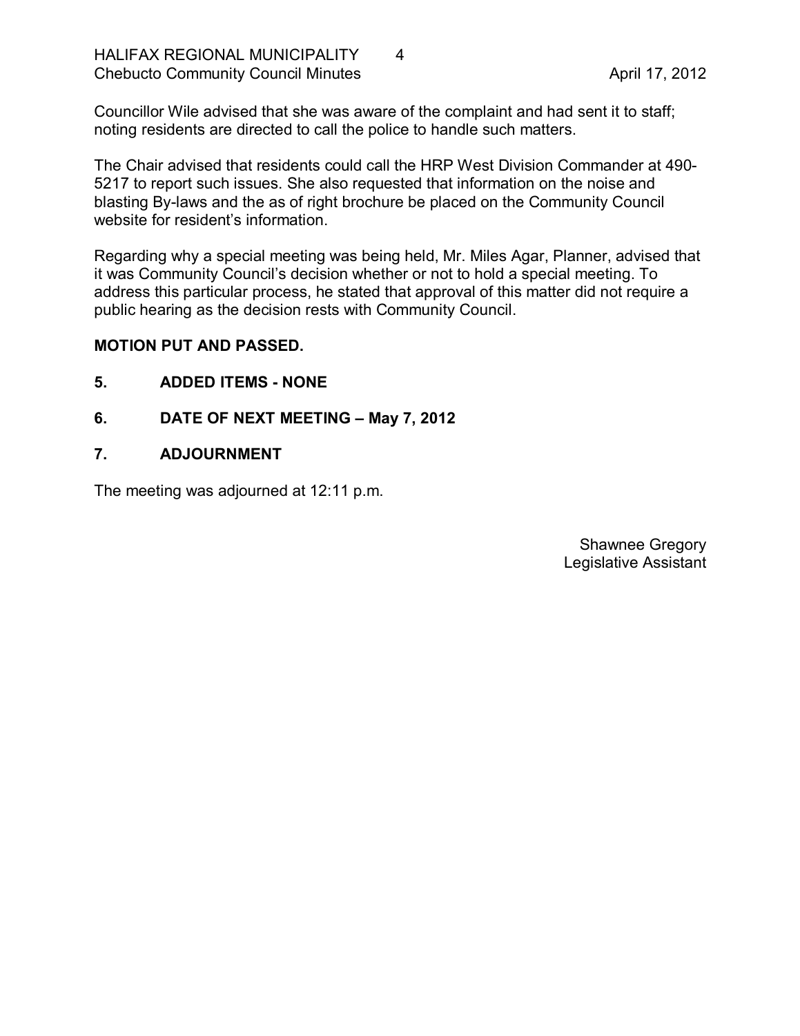Councillor Wile advised that she was aware of the complaint and had sent it to staff; noting residents are directed to call the police to handle such matters.

The Chair advised that residents could call the HRP West Division Commander at 490-5217 to report such issues. She also requested that information on the noise and blasting By-laws and the as of right brochure be placed on the Community Council website for resident's information.

Regarding why a special meeting was being held, Mr. Miles Agar, Planner, advised that it was Community Council's decision whether or not to hold a special meeting. To address this particular process, he stated that approval of this matter did not require a public hearing as the decision rests with Community Council.

**MOTION PUT AND PASSED.**

## 5. ADDED ITEMS - NONE

## 6. DATE OF NEXT MEETING – May 7, 2012

## 7. ADJOURNMENT

The meeting was adjourned at 12:11 p.m.

Shawnee Gregory
Legislative Assistant